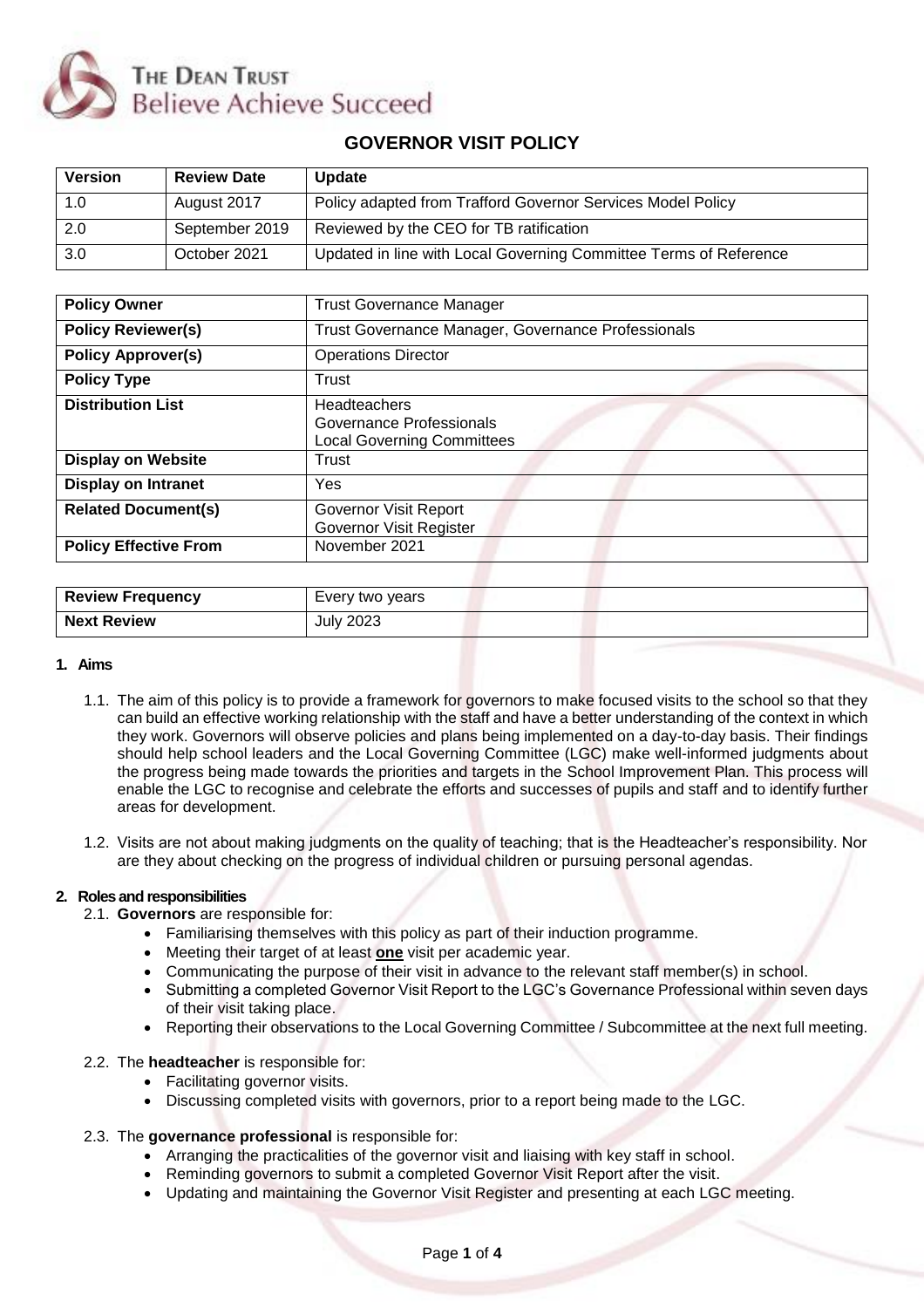THE DEAN TRUST
Believe Achieve Succeed

# GOVERNOR VISIT POLICY

| Version | Review Date | Update |
|---|---|---|
| 1.0 | August 2017 | Policy adapted from Trafford Governor Services Model Policy |
| 2.0 | September 2019 | Reviewed by the CEO for TB ratification |
| 3.0 | October 2021 | Updated in line with Local Governing Committee Terms of Reference |

| **Policy Owner** | Trust Governance Manager |
|---|---|
| **Policy Reviewer(s)** | Trust Governance Manager, Governance Professionals |
| **Policy Approver(s)** | Operations Director |
| **Policy Type** | Trust |
| **Distribution List** | Headteachers<br>Governance Professionals<br>Local Governing Committees |
| **Display on Website** | Trust |
| **Display on Intranet** | Yes |
| **Related Document(s)** | Governor Visit Report<br>Governor Visit Register |
| **Policy Effective From** | November 2021 |

| **Review Frequency** | Every two years |
|---|---|
| **Next Review** | July 2023 |

## 1. Aims

1.1. The aim of this policy is to provide a framework for governors to make focused visits to the school so that they can build an effective working relationship with the staff and have a better understanding of the context in which they work. Governors will observe policies and plans being implemented on a day-to-day basis. Their findings should help school leaders and the Local Governing Committee (LGC) make well-informed judgments about the progress being made towards the priorities and targets in the School Improvement Plan. This process will enable the LGC to recognise and celebrate the efforts and successes of pupils and staff and to identify further areas for development.

1.2. Visits are not about making judgments on the quality of teaching; that is the Headteacher's responsibility. Nor are they about checking on the progress of individual children or pursuing personal agendas.

## 2. Roles and responsibilities

2.1. **Governors** are responsible for:

- Familiarising themselves with this policy as part of their induction programme.
- Meeting their target of at least **one** visit per academic year.
- Communicating the purpose of their visit in advance to the relevant staff member(s) in school.
- Submitting a completed Governor Visit Report to the LGC's Governance Professional within seven days of their visit taking place.
- Reporting their observations to the Local Governing Committee / Subcommittee at the next full meeting.

2.2. The **headteacher** is responsible for:

- Facilitating governor visits.
- Discussing completed visits with governors, prior to a report being made to the LGC.

2.3. The **governance professional** is responsible for:

- Arranging the practicalities of the governor visit and liaising with key staff in school.
- Reminding governors to submit a completed Governor Visit Report after the visit.
- Updating and maintaining the Governor Visit Register and presenting at each LGC meeting.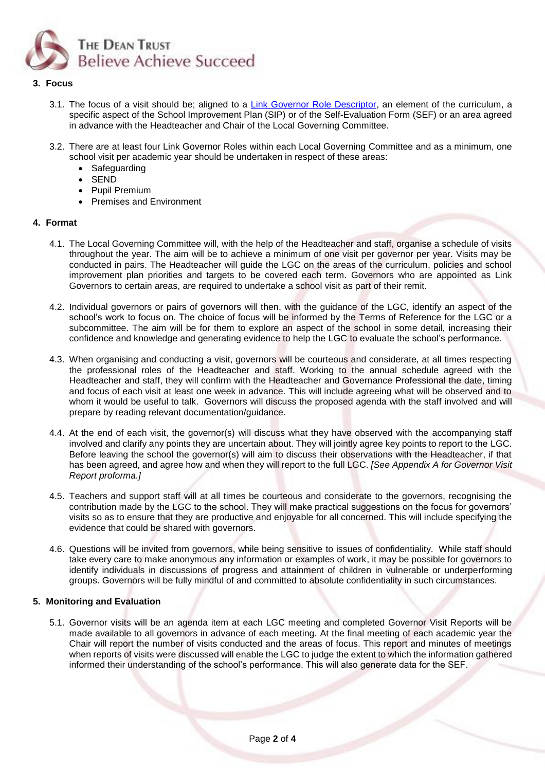## 3. Focus

3.1. The focus of a visit should be; aligned to a [Link Governor Role Descriptor](), an element of the curriculum, a specific aspect of the School Improvement Plan (SIP) or of the Self-Evaluation Form (SEF) or an area agreed in advance with the Headteacher and Chair of the Local Governing Committee.

3.2. There are at least four Link Governor Roles within each Local Governing Committee and as a minimum, one school visit per academic year should be undertaken in respect of these areas:

- Safeguarding
- SEND
- Pupil Premium
- Premises and Environment

## 4. Format

4.1. The Local Governing Committee will, with the help of the Headteacher and staff, organise a schedule of visits throughout the year. The aim will be to achieve a minimum of one visit per governor per year. Visits may be conducted in pairs. The Headteacher will guide the LGC on the areas of the curriculum, policies and school improvement plan priorities and targets to be covered each term. Governors who are appointed as Link Governors to certain areas, are required to undertake a school visit as part of their remit.

4.2. Individual governors or pairs of governors will then, with the guidance of the LGC, identify an aspect of the school's work to focus on. The choice of focus will be informed by the Terms of Reference for the LGC or a subcommittee. The aim will be for them to explore an aspect of the school in some detail, increasing their confidence and knowledge and generating evidence to help the LGC to evaluate the school's performance.

4.3. When organising and conducting a visit, governors will be courteous and considerate, at all times respecting the professional roles of the Headteacher and staff. Working to the annual schedule agreed with the Headteacher and staff, they will confirm with the Headteacher and Governance Professional the date, timing and focus of each visit at least one week in advance. This will include agreeing what will be observed and to whom it would be useful to talk. Governors will discuss the proposed agenda with the staff involved and will prepare by reading relevant documentation/guidance.

4.4. At the end of each visit, the governor(s) will discuss what they have observed with the accompanying staff involved and clarify any points they are uncertain about. They will jointly agree key points to report to the LGC. Before leaving the school the governor(s) will aim to discuss their observations with the Headteacher, if that has been agreed, and agree how and when they will report to the full LGC. *[See Appendix A for Governor Visit Report proforma.]*

4.5. Teachers and support staff will at all times be courteous and considerate to the governors, recognising the contribution made by the LGC to the school. They will make practical suggestions on the focus for governors' visits so as to ensure that they are productive and enjoyable for all concerned. This will include specifying the evidence that could be shared with governors.

4.6. Questions will be invited from governors, while being sensitive to issues of confidentiality. While staff should take every care to make anonymous any information or examples of work, it may be possible for governors to identify individuals in discussions of progress and attainment of children in vulnerable or underperforming groups. Governors will be fully mindful of and committed to absolute confidentiality in such circumstances.

## 5. Monitoring and Evaluation

5.1. Governor visits will be an agenda item at each LGC meeting and completed Governor Visit Reports will be made available to all governors in advance of each meeting. At the final meeting of each academic year the Chair will report the number of visits conducted and the areas of focus. This report and minutes of meetings when reports of visits were discussed will enable the LGC to judge the extent to which the information gathered informed their understanding of the school's performance. This will also generate data for the SEF.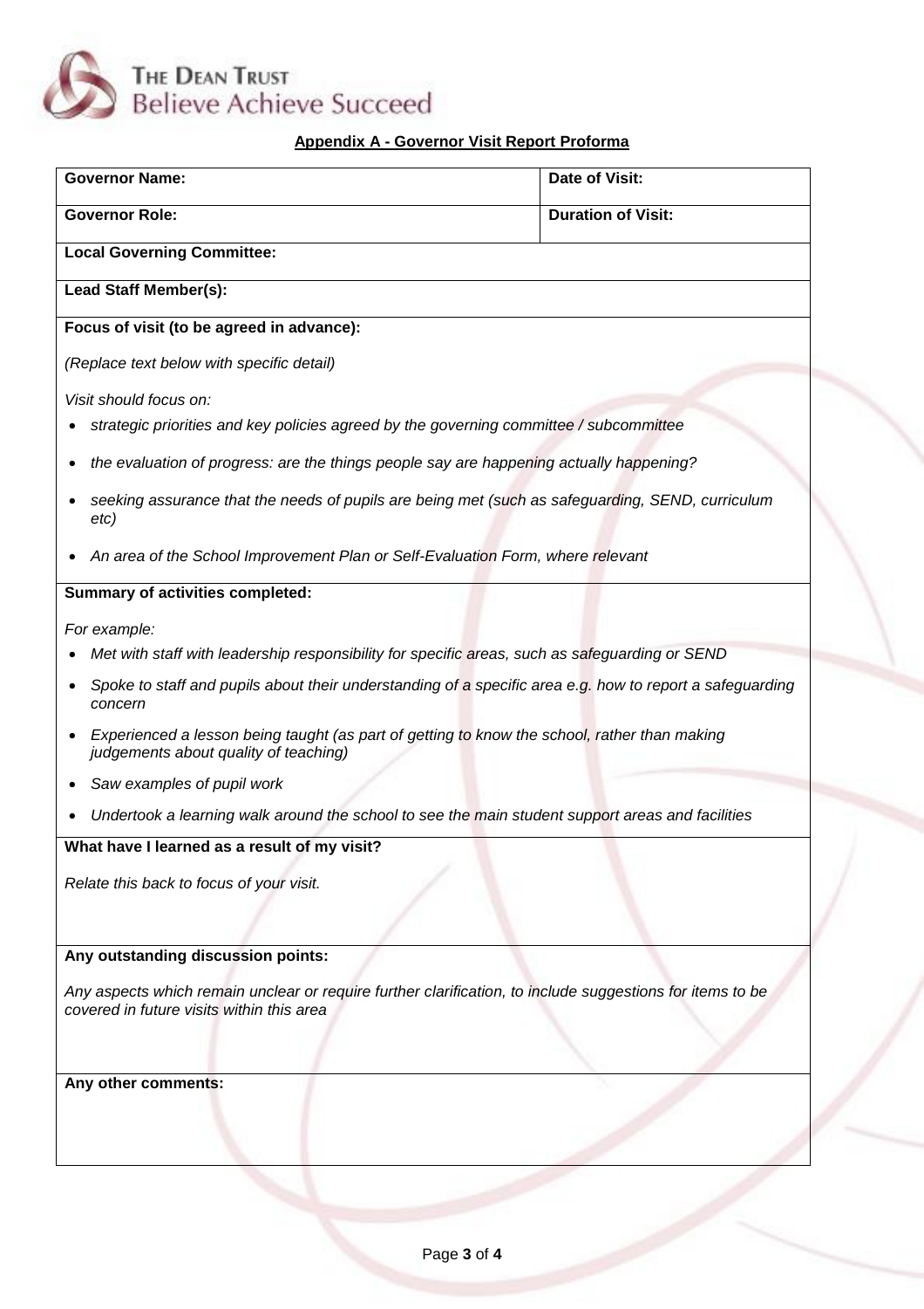THE DEAN TRUST
Believe Achieve Succeed

## Appendix A - Governor Visit Report Proforma

| **Governor Name:** | **Date of Visit:** |
| --- | --- |
| **Governor Role:** | **Duration of Visit:** |

**Local Governing Committee:**

**Lead Staff Member(s):**

**Focus of visit (to be agreed in advance):**

*(Replace text below with specific detail)*

*Visit should focus on:*

- *strategic priorities and key policies agreed by the governing committee / subcommittee*
- *the evaluation of progress: are the things people say are happening actually happening?*
- *seeking assurance that the needs of pupils are being met (such as safeguarding, SEND, curriculum etc)*
- *An area of the School Improvement Plan or Self-Evaluation Form, where relevant*

**Summary of activities completed:**

*For example:*

- *Met with staff with leadership responsibility for specific areas, such as safeguarding or SEND*
- *Spoke to staff and pupils about their understanding of a specific area e.g. how to report a safeguarding concern*
- *Experienced a lesson being taught (as part of getting to know the school, rather than making judgements about quality of teaching)*
- *Saw examples of pupil work*
- *Undertook a learning walk around the school to see the main student support areas and facilities*

**What have I learned as a result of my visit?**

*Relate this back to focus of your visit.*

**Any outstanding discussion points:**

*Any aspects which remain unclear or require further clarification, to include suggestions for items to be covered in future visits within this area*

**Any other comments:**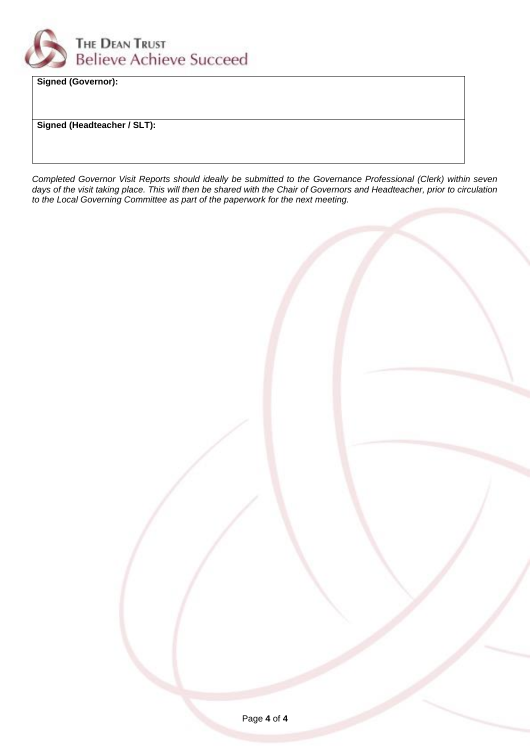| |
|---|
| **Signed (Governor):** |
| **Signed (Headteacher / SLT):** |

*Completed Governor Visit Reports should ideally be submitted to the Governance Professional (Clerk) within seven days of the visit taking place. This will then be shared with the Chair of Governors and Headteacher, prior to circulation to the Local Governing Committee as part of the paperwork for the next meeting.*